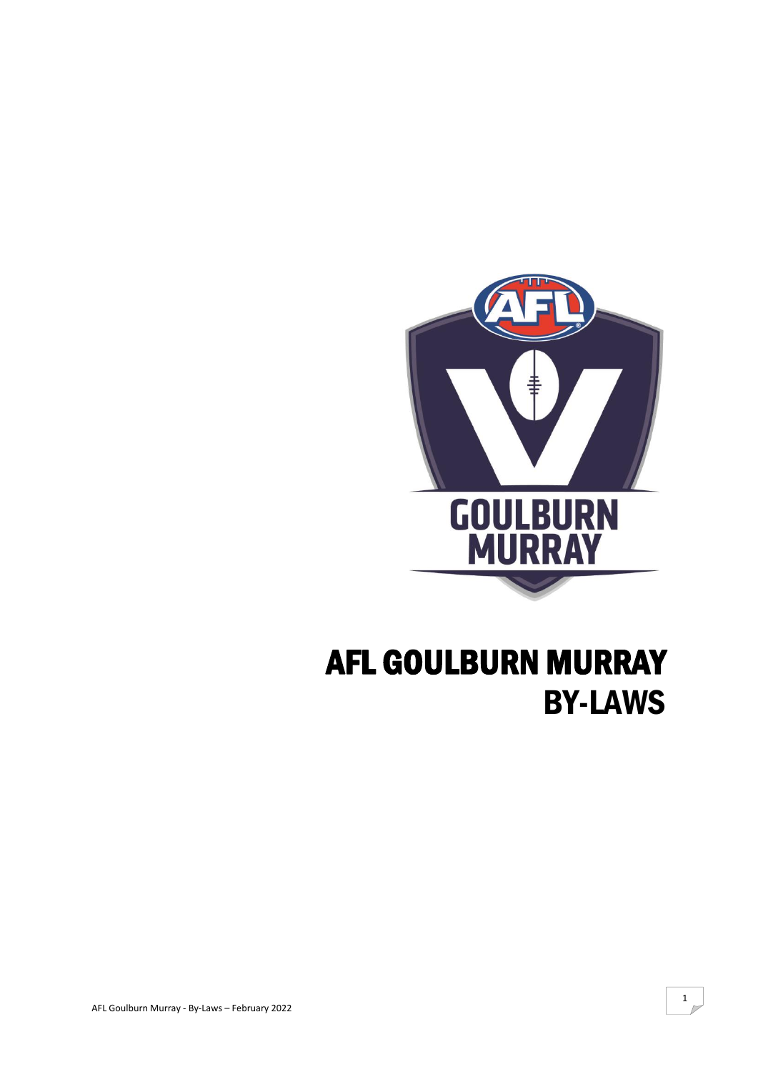# AFL GOULBURN MURRAY BY-LAWS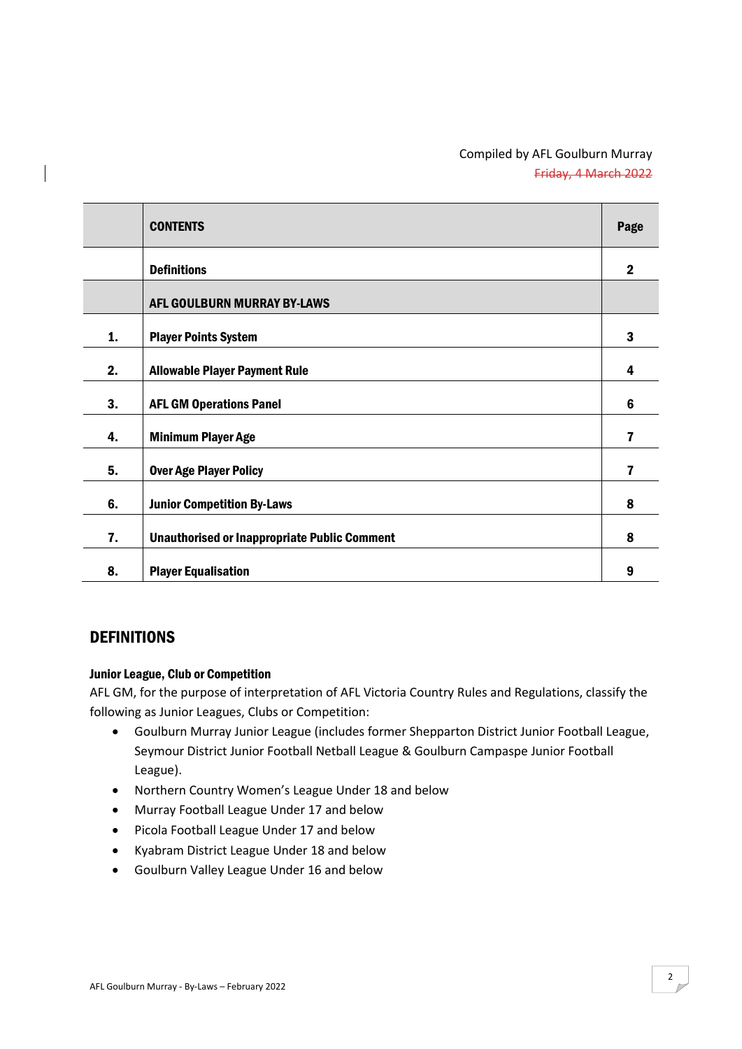Compiled by AFL Goulburn Murray

~~Friday, 4 March 2022~~

| | CONTENTS | Page |
|---|---|---|
| | **Definitions** | **2** |
| | **AFL GOULBURN MURRAY BY-LAWS** | |
| **1.** | **Player Points System** | **3** |
| **2.** | **Allowable Player Payment Rule** | **4** |
| **3.** | **AFL GM Operations Panel** | **6** |
| **4.** | **Minimum Player Age** | **7** |
| **5.** | **Over Age Player Policy** | **7** |
| **6.** | **Junior Competition By-Laws** | **8** |
| **7.** | **Unauthorised or Inappropriate Public Comment** | **8** |
| **8.** | **Player Equalisation** | **9** |

## DEFINITIONS

**Junior League, Club or Competition**

AFL GM, for the purpose of interpretation of AFL Victoria Country Rules and Regulations, classify the following as Junior Leagues, Clubs or Competition:

- Goulburn Murray Junior League (includes former Shepparton District Junior Football League, Seymour District Junior Football Netball League & Goulburn Campaspe Junior Football League).
- Northern Country Women's League Under 18 and below
- Murray Football League Under 17 and below
- Picola Football League Under 17 and below
- Kyabram District League Under 18 and below
- Goulburn Valley League Under 16 and below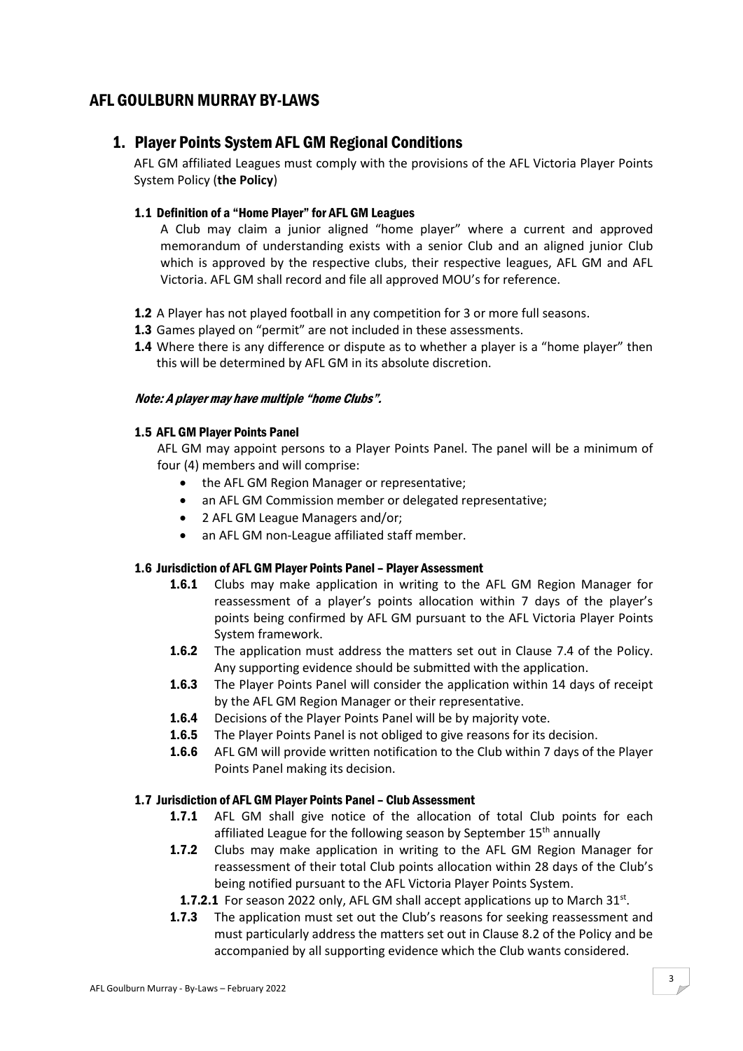# AFL GOULBURN MURRAY BY-LAWS

## 1. Player Points System AFL GM Regional Conditions

AFL GM affiliated Leagues must comply with the provisions of the AFL Victoria Player Points System Policy (**the Policy**)

### 1.1 Definition of a "Home Player" for AFL GM Leagues

A Club may claim a junior aligned "home player" where a current and approved memorandum of understanding exists with a senior Club and an aligned junior Club which is approved by the respective clubs, their respective leagues, AFL GM and AFL Victoria. AFL GM shall record and file all approved MOU's for reference.

**1.2** A Player has not played football in any competition for 3 or more full seasons.

**1.3** Games played on "permit" are not included in these assessments.

**1.4** Where there is any difference or dispute as to whether a player is a "home player" then this will be determined by AFL GM in its absolute discretion.

***Note: A player may have multiple "home Clubs".***

### 1.5 AFL GM Player Points Panel

AFL GM may appoint persons to a Player Points Panel. The panel will be a minimum of four (4) members and will comprise:

- the AFL GM Region Manager or representative;
- an AFL GM Commission member or delegated representative;
- 2 AFL GM League Managers and/or;
- an AFL GM non-League affiliated staff member.

### 1.6 Jurisdiction of AFL GM Player Points Panel – Player Assessment

**1.6.1** Clubs may make application in writing to the AFL GM Region Manager for reassessment of a player's points allocation within 7 days of the player's points being confirmed by AFL GM pursuant to the AFL Victoria Player Points System framework.

**1.6.2** The application must address the matters set out in Clause 7.4 of the Policy. Any supporting evidence should be submitted with the application.

**1.6.3** The Player Points Panel will consider the application within 14 days of receipt by the AFL GM Region Manager or their representative.

**1.6.4** Decisions of the Player Points Panel will be by majority vote.

**1.6.5** The Player Points Panel is not obliged to give reasons for its decision.

**1.6.6** AFL GM will provide written notification to the Club within 7 days of the Player Points Panel making its decision.

### 1.7 Jurisdiction of AFL GM Player Points Panel – Club Assessment

**1.7.1** AFL GM shall give notice of the allocation of total Club points for each affiliated League for the following season by September 15th annually

**1.7.2** Clubs may make application in writing to the AFL GM Region Manager for reassessment of their total Club points allocation within 28 days of the Club's being notified pursuant to the AFL Victoria Player Points System.

**1.7.2.1** For season 2022 only, AFL GM shall accept applications up to March 31st.

**1.7.3** The application must set out the Club's reasons for seeking reassessment and must particularly address the matters set out in Clause 8.2 of the Policy and be accompanied by all supporting evidence which the Club wants considered.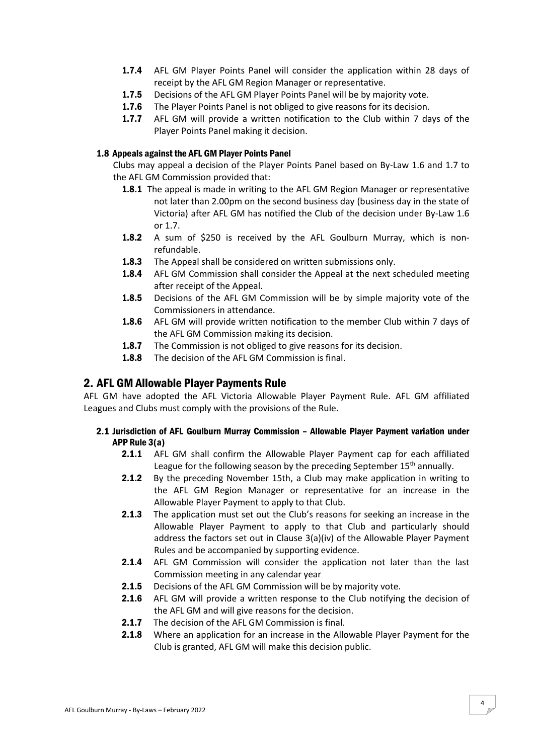- **1.7.4** AFL GM Player Points Panel will consider the application within 28 days of receipt by the AFL GM Region Manager or representative.
- **1.7.5** Decisions of the AFL GM Player Points Panel will be by majority vote.
- **1.7.6** The Player Points Panel is not obliged to give reasons for its decision.
- **1.7.7** AFL GM will provide a written notification to the Club within 7 days of the Player Points Panel making it decision.

### 1.8 Appeals against the AFL GM Player Points Panel

Clubs may appeal a decision of the Player Points Panel based on By-Law 1.6 and 1.7 to the AFL GM Commission provided that:

- **1.8.1** The appeal is made in writing to the AFL GM Region Manager or representative not later than 2.00pm on the second business day (business day in the state of Victoria) after AFL GM has notified the Club of the decision under By-Law 1.6 or 1.7.
- **1.8.2** A sum of $250 is received by the AFL Goulburn Murray, which is non-refundable.
- **1.8.3** The Appeal shall be considered on written submissions only.
- **1.8.4** AFL GM Commission shall consider the Appeal at the next scheduled meeting after receipt of the Appeal.
- **1.8.5** Decisions of the AFL GM Commission will be by simple majority vote of the Commissioners in attendance.
- **1.8.6** AFL GM will provide written notification to the member Club within 7 days of the AFL GM Commission making its decision.
- **1.8.7** The Commission is not obliged to give reasons for its decision.
- **1.8.8** The decision of the AFL GM Commission is final.

## 2. AFL GM Allowable Player Payments Rule

AFL GM have adopted the AFL Victoria Allowable Player Payment Rule. AFL GM affiliated Leagues and Clubs must comply with the provisions of the Rule.

### 2.1 Jurisdiction of AFL Goulburn Murray Commission – Allowable Player Payment variation under APP Rule 3(a)

- **2.1.1** AFL GM shall confirm the Allowable Player Payment cap for each affiliated League for the following season by the preceding September 15th annually.
- **2.1.2** By the preceding November 15th, a Club may make application in writing to the AFL GM Region Manager or representative for an increase in the Allowable Player Payment to apply to that Club.
- **2.1.3** The application must set out the Club's reasons for seeking an increase in the Allowable Player Payment to apply to that Club and particularly should address the factors set out in Clause 3(a)(iv) of the Allowable Player Payment Rules and be accompanied by supporting evidence.
- **2.1.4** AFL GM Commission will consider the application not later than the last Commission meeting in any calendar year
- **2.1.5** Decisions of the AFL GM Commission will be by majority vote.
- **2.1.6** AFL GM will provide a written response to the Club notifying the decision of the AFL GM and will give reasons for the decision.
- **2.1.7** The decision of the AFL GM Commission is final.
- **2.1.8** Where an application for an increase in the Allowable Player Payment for the Club is granted, AFL GM will make this decision public.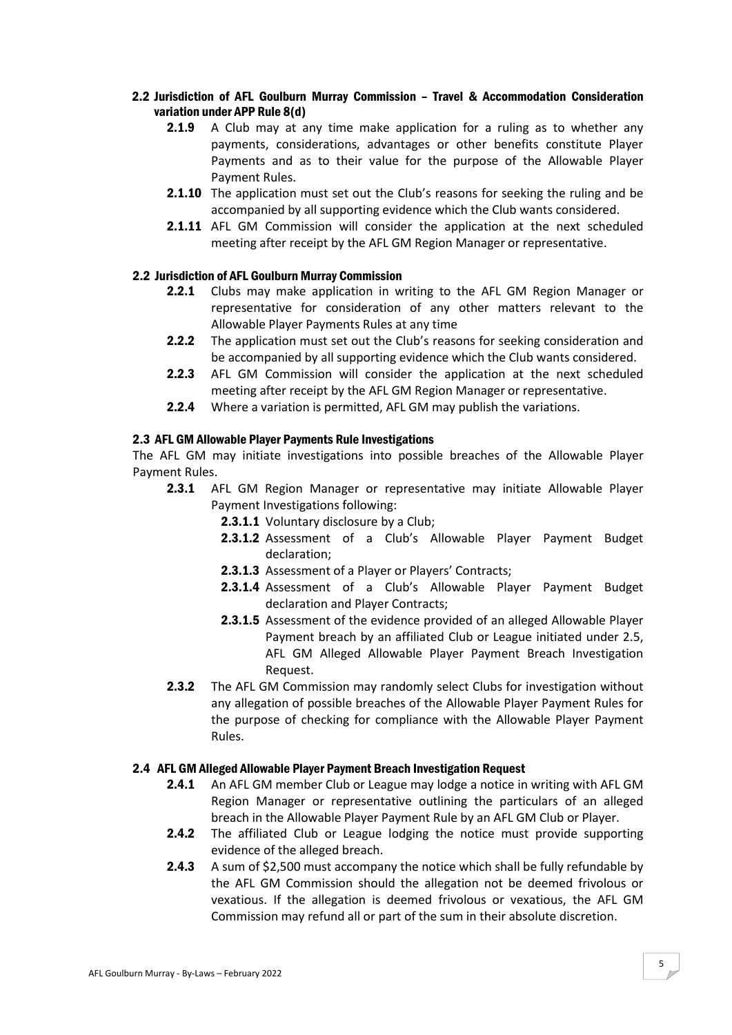## 2.2 Jurisdiction of AFL Goulburn Murray Commission – Travel & Accommodation Consideration variation under APP Rule 8(d)

**2.1.9** A Club may at any time make application for a ruling as to whether any payments, considerations, advantages or other benefits constitute Player Payments and as to their value for the purpose of the Allowable Player Payment Rules.

**2.1.10** The application must set out the Club's reasons for seeking the ruling and be accompanied by all supporting evidence which the Club wants considered.

**2.1.11** AFL GM Commission will consider the application at the next scheduled meeting after receipt by the AFL GM Region Manager or representative.

## 2.2 Jurisdiction of AFL Goulburn Murray Commission

**2.2.1** Clubs may make application in writing to the AFL GM Region Manager or representative for consideration of any other matters relevant to the Allowable Player Payments Rules at any time

**2.2.2** The application must set out the Club's reasons for seeking consideration and be accompanied by all supporting evidence which the Club wants considered.

**2.2.3** AFL GM Commission will consider the application at the next scheduled meeting after receipt by the AFL GM Region Manager or representative.

**2.2.4** Where a variation is permitted, AFL GM may publish the variations.

## 2.3 AFL GM Allowable Player Payments Rule Investigations

The AFL GM may initiate investigations into possible breaches of the Allowable Player Payment Rules.

**2.3.1** AFL GM Region Manager or representative may initiate Allowable Player Payment Investigations following:

- **2.3.1.1** Voluntary disclosure by a Club;
- **2.3.1.2** Assessment of a Club's Allowable Player Payment Budget declaration;
- **2.3.1.3** Assessment of a Player or Players' Contracts;
- **2.3.1.4** Assessment of a Club's Allowable Player Payment Budget declaration and Player Contracts;
- **2.3.1.5** Assessment of the evidence provided of an alleged Allowable Player Payment breach by an affiliated Club or League initiated under 2.5, AFL GM Alleged Allowable Player Payment Breach Investigation Request.

**2.3.2** The AFL GM Commission may randomly select Clubs for investigation without any allegation of possible breaches of the Allowable Player Payment Rules for the purpose of checking for compliance with the Allowable Player Payment Rules.

## 2.4 AFL GM Alleged Allowable Player Payment Breach Investigation Request

**2.4.1** An AFL GM member Club or League may lodge a notice in writing with AFL GM Region Manager or representative outlining the particulars of an alleged breach in the Allowable Player Payment Rule by an AFL GM Club or Player.

**2.4.2** The affiliated Club or League lodging the notice must provide supporting evidence of the alleged breach.

**2.4.3** A sum of $2,500 must accompany the notice which shall be fully refundable by the AFL GM Commission should the allegation not be deemed frivolous or vexatious. If the allegation is deemed frivolous or vexatious, the AFL GM Commission may refund all or part of the sum in their absolute discretion.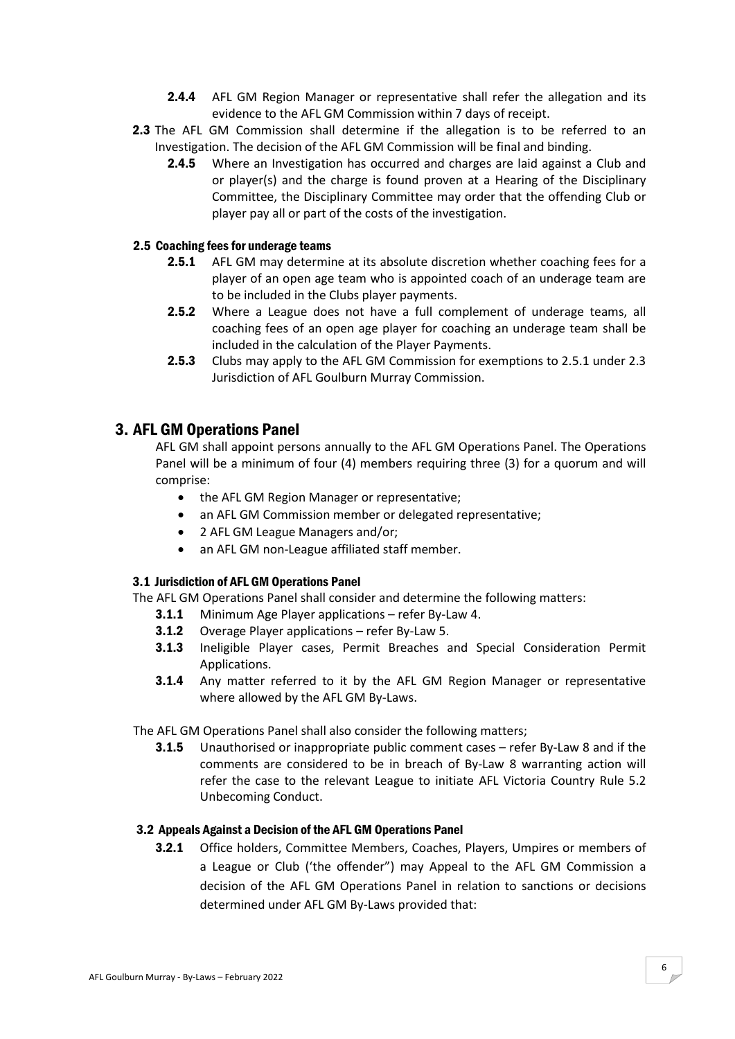**2.4.4** AFL GM Region Manager or representative shall refer the allegation and its evidence to the AFL GM Commission within 7 days of receipt.

**2.3** The AFL GM Commission shall determine if the allegation is to be referred to an Investigation. The decision of the AFL GM Commission will be final and binding.

**2.4.5** Where an Investigation has occurred and charges are laid against a Club and or player(s) and the charge is found proven at a Hearing of the Disciplinary Committee, the Disciplinary Committee may order that the offending Club or player pay all or part of the costs of the investigation.

### 2.5 Coaching fees for underage teams

**2.5.1** AFL GM may determine at its absolute discretion whether coaching fees for a player of an open age team who is appointed coach of an underage team are to be included in the Clubs player payments.

**2.5.2** Where a League does not have a full complement of underage teams, all coaching fees of an open age player for coaching an underage team shall be included in the calculation of the Player Payments.

**2.5.3** Clubs may apply to the AFL GM Commission for exemptions to 2.5.1 under 2.3 Jurisdiction of AFL Goulburn Murray Commission.

## 3. AFL GM Operations Panel

AFL GM shall appoint persons annually to the AFL GM Operations Panel. The Operations Panel will be a minimum of four (4) members requiring three (3) for a quorum and will comprise:

- the AFL GM Region Manager or representative;
- an AFL GM Commission member or delegated representative;
- 2 AFL GM League Managers and/or;
- an AFL GM non-League affiliated staff member.

### 3.1 Jurisdiction of AFL GM Operations Panel

The AFL GM Operations Panel shall consider and determine the following matters:

**3.1.1** Minimum Age Player applications – refer By-Law 4.

**3.1.2** Overage Player applications – refer By-Law 5.

**3.1.3** Ineligible Player cases, Permit Breaches and Special Consideration Permit Applications.

**3.1.4** Any matter referred to it by the AFL GM Region Manager or representative where allowed by the AFL GM By-Laws.

The AFL GM Operations Panel shall also consider the following matters;

**3.1.5** Unauthorised or inappropriate public comment cases – refer By-Law 8 and if the comments are considered to be in breach of By-Law 8 warranting action will refer the case to the relevant League to initiate AFL Victoria Country Rule 5.2 Unbecoming Conduct.

### 3.2 Appeals Against a Decision of the AFL GM Operations Panel

**3.2.1** Office holders, Committee Members, Coaches, Players, Umpires or members of a League or Club ('the offender") may Appeal to the AFL GM Commission a decision of the AFL GM Operations Panel in relation to sanctions or decisions determined under AFL GM By-Laws provided that: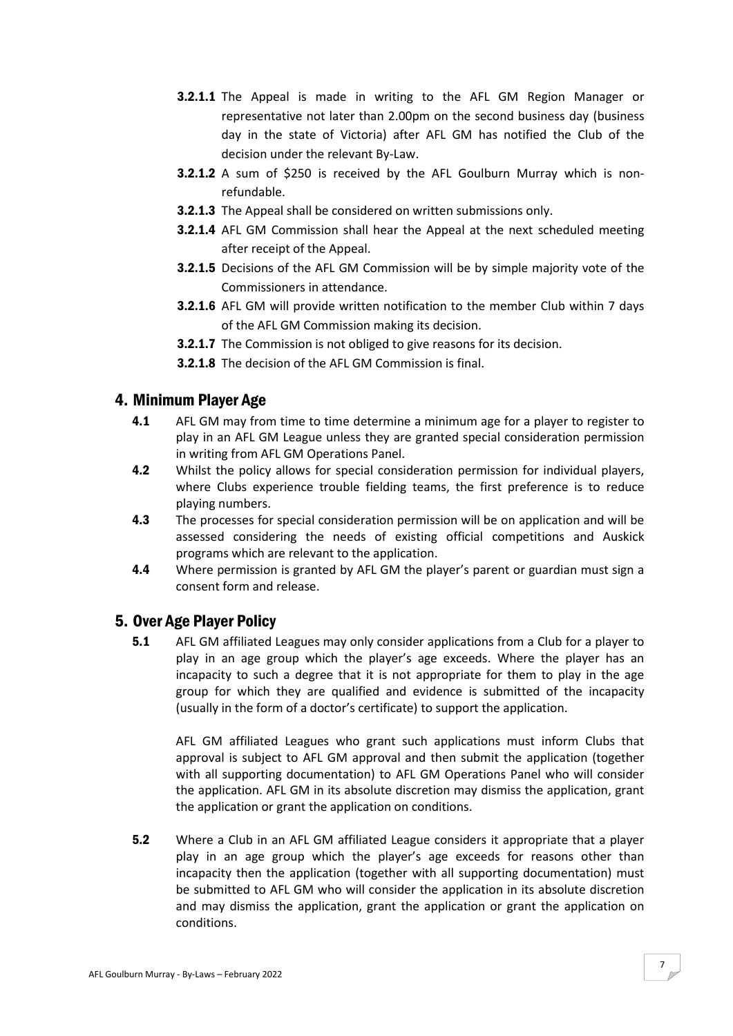**3.2.1.1** The Appeal is made in writing to the AFL GM Region Manager or representative not later than 2.00pm on the second business day (business day in the state of Victoria) after AFL GM has notified the Club of the decision under the relevant By-Law.

**3.2.1.2** A sum of $250 is received by the AFL Goulburn Murray which is non-refundable.

**3.2.1.3** The Appeal shall be considered on written submissions only.

**3.2.1.4** AFL GM Commission shall hear the Appeal at the next scheduled meeting after receipt of the Appeal.

**3.2.1.5** Decisions of the AFL GM Commission will be by simple majority vote of the Commissioners in attendance.

**3.2.1.6** AFL GM will provide written notification to the member Club within 7 days of the AFL GM Commission making its decision.

**3.2.1.7** The Commission is not obliged to give reasons for its decision.

**3.2.1.8** The decision of the AFL GM Commission is final.

## 4. Minimum Player Age

**4.1** AFL GM may from time to time determine a minimum age for a player to register to play in an AFL GM League unless they are granted special consideration permission in writing from AFL GM Operations Panel.

**4.2** Whilst the policy allows for special consideration permission for individual players, where Clubs experience trouble fielding teams, the first preference is to reduce playing numbers.

**4.3** The processes for special consideration permission will be on application and will be assessed considering the needs of existing official competitions and Auskick programs which are relevant to the application.

**4.4** Where permission is granted by AFL GM the player's parent or guardian must sign a consent form and release.

## 5. Over Age Player Policy

**5.1** AFL GM affiliated Leagues may only consider applications from a Club for a player to play in an age group which the player's age exceeds. Where the player has an incapacity to such a degree that it is not appropriate for them to play in the age group for which they are qualified and evidence is submitted of the incapacity (usually in the form of a doctor's certificate) to support the application.

AFL GM affiliated Leagues who grant such applications must inform Clubs that approval is subject to AFL GM approval and then submit the application (together with all supporting documentation) to AFL GM Operations Panel who will consider the application. AFL GM in its absolute discretion may dismiss the application, grant the application or grant the application on conditions.

**5.2** Where a Club in an AFL GM affiliated League considers it appropriate that a player play in an age group which the player's age exceeds for reasons other than incapacity then the application (together with all supporting documentation) must be submitted to AFL GM who will consider the application in its absolute discretion and may dismiss the application, grant the application or grant the application on conditions.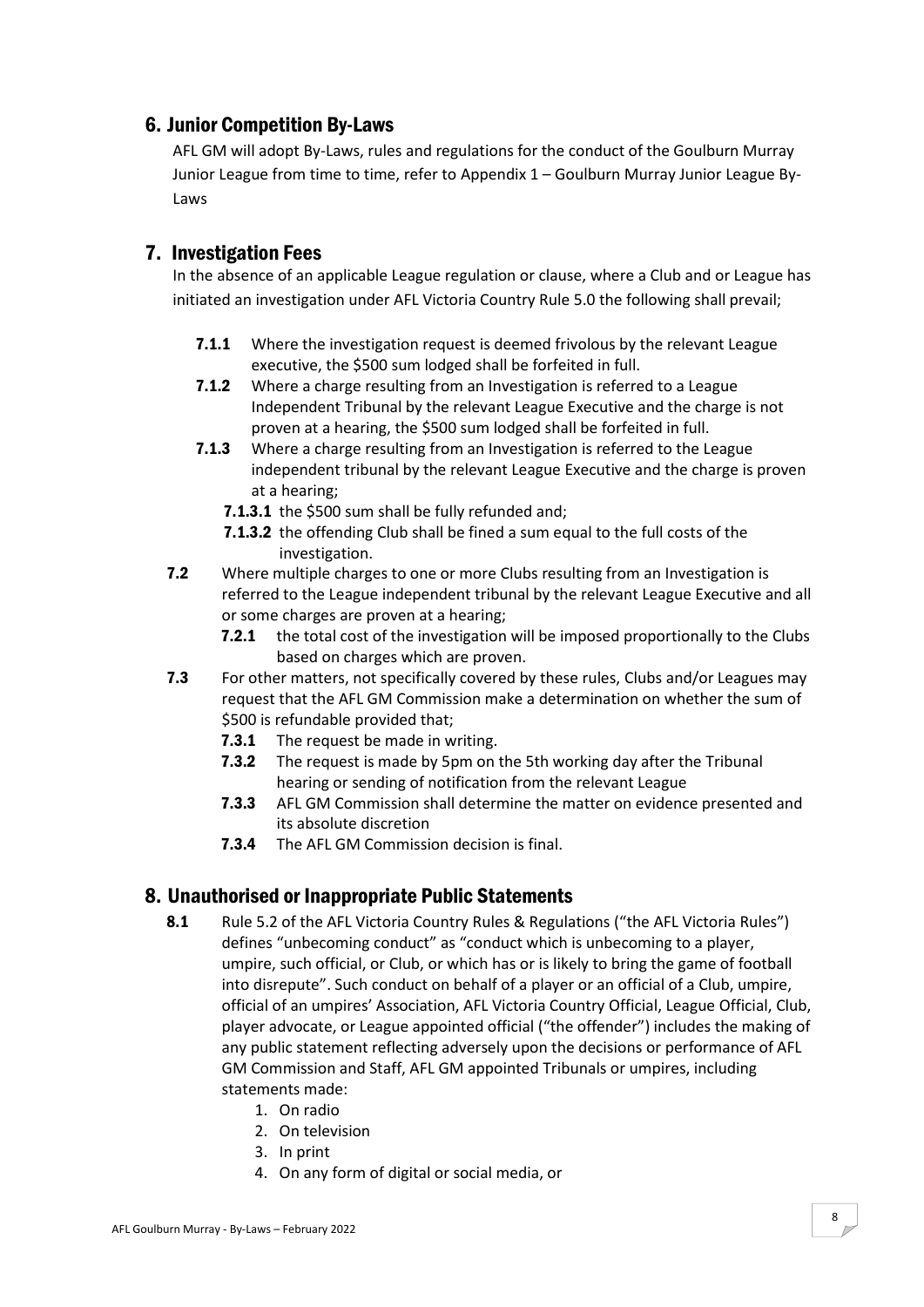## 6. Junior Competition By-Laws

AFL GM will adopt By-Laws, rules and regulations for the conduct of the Goulburn Murray Junior League from time to time, refer to Appendix 1 – Goulburn Murray Junior League By-Laws

## 7. Investigation Fees

In the absence of an applicable League regulation or clause, where a Club and or League has initiated an investigation under AFL Victoria Country Rule 5.0 the following shall prevail;

- **7.1.1** Where the investigation request is deemed frivolous by the relevant League executive, the $500 sum lodged shall be forfeited in full.
- **7.1.2** Where a charge resulting from an Investigation is referred to a League Independent Tribunal by the relevant League Executive and the charge is not proven at a hearing, the $500 sum lodged shall be forfeited in full.
- **7.1.3** Where a charge resulting from an Investigation is referred to the League independent tribunal by the relevant League Executive and the charge is proven at a hearing;
  - **7.1.3.1** the $500 sum shall be fully refunded and;
  - **7.1.3.2** the offending Club shall be fined a sum equal to the full costs of the investigation.
- **7.2** Where multiple charges to one or more Clubs resulting from an Investigation is referred to the League independent tribunal by the relevant League Executive and all or some charges are proven at a hearing;
  - **7.2.1** the total cost of the investigation will be imposed proportionally to the Clubs based on charges which are proven.
- **7.3** For other matters, not specifically covered by these rules, Clubs and/or Leagues may request that the AFL GM Commission make a determination on whether the sum of $500 is refundable provided that;
  - **7.3.1** The request be made in writing.
  - **7.3.2** The request is made by 5pm on the 5th working day after the Tribunal hearing or sending of notification from the relevant League
  - **7.3.3** AFL GM Commission shall determine the matter on evidence presented and its absolute discretion
  - **7.3.4** The AFL GM Commission decision is final.

## 8. Unauthorised or Inappropriate Public Statements

- **8.1** Rule 5.2 of the AFL Victoria Country Rules & Regulations ("the AFL Victoria Rules") defines "unbecoming conduct" as "conduct which is unbecoming to a player, umpire, such official, or Club, or which has or is likely to bring the game of football into disrepute". Such conduct on behalf of a player or an official of a Club, umpire, official of an umpires' Association, AFL Victoria Country Official, League Official, Club, player advocate, or League appointed official ("the offender") includes the making of any public statement reflecting adversely upon the decisions or performance of AFL GM Commission and Staff, AFL GM appointed Tribunals or umpires, including statements made:
  1. On radio
  2. On television
  3. In print
  4. On any form of digital or social media, or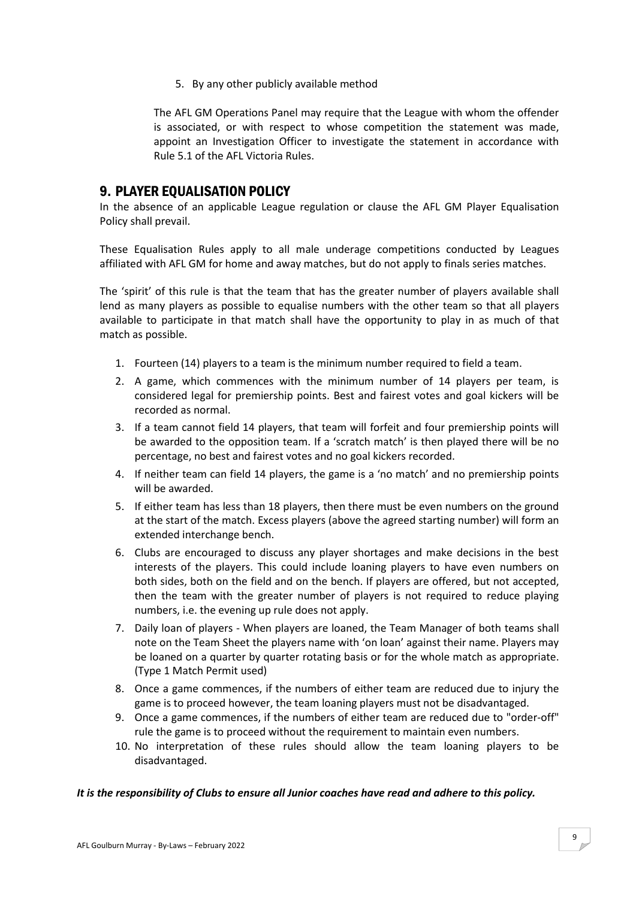5. By any other publicly available method

The AFL GM Operations Panel may require that the League with whom the offender is associated, or with respect to whose competition the statement was made, appoint an Investigation Officer to investigate the statement in accordance with Rule 5.1 of the AFL Victoria Rules.

## 9. PLAYER EQUALISATION POLICY

In the absence of an applicable League regulation or clause the AFL GM Player Equalisation Policy shall prevail.

These Equalisation Rules apply to all male underage competitions conducted by Leagues affiliated with AFL GM for home and away matches, but do not apply to finals series matches.

The 'spirit' of this rule is that the team that has the greater number of players available shall lend as many players as possible to equalise numbers with the other team so that all players available to participate in that match shall have the opportunity to play in as much of that match as possible.

1. Fourteen (14) players to a team is the minimum number required to field a team.
2. A game, which commences with the minimum number of 14 players per team, is considered legal for premiership points. Best and fairest votes and goal kickers will be recorded as normal.
3. If a team cannot field 14 players, that team will forfeit and four premiership points will be awarded to the opposition team. If a 'scratch match' is then played there will be no percentage, no best and fairest votes and no goal kickers recorded.
4. If neither team can field 14 players, the game is a 'no match' and no premiership points will be awarded.
5. If either team has less than 18 players, then there must be even numbers on the ground at the start of the match. Excess players (above the agreed starting number) will form an extended interchange bench.
6. Clubs are encouraged to discuss any player shortages and make decisions in the best interests of the players. This could include loaning players to have even numbers on both sides, both on the field and on the bench. If players are offered, but not accepted, then the team with the greater number of players is not required to reduce playing numbers, i.e. the evening up rule does not apply.
7. Daily loan of players - When players are loaned, the Team Manager of both teams shall note on the Team Sheet the players name with 'on loan' against their name. Players may be loaned on a quarter by quarter rotating basis or for the whole match as appropriate. (Type 1 Match Permit used)
8. Once a game commences, if the numbers of either team are reduced due to injury the game is to proceed however, the team loaning players must not be disadvantaged.
9. Once a game commences, if the numbers of either team are reduced due to "order-off" rule the game is to proceed without the requirement to maintain even numbers.
10. No interpretation of these rules should allow the team loaning players to be disadvantaged.

***It is the responsibility of Clubs to ensure all Junior coaches have read and adhere to this policy.***